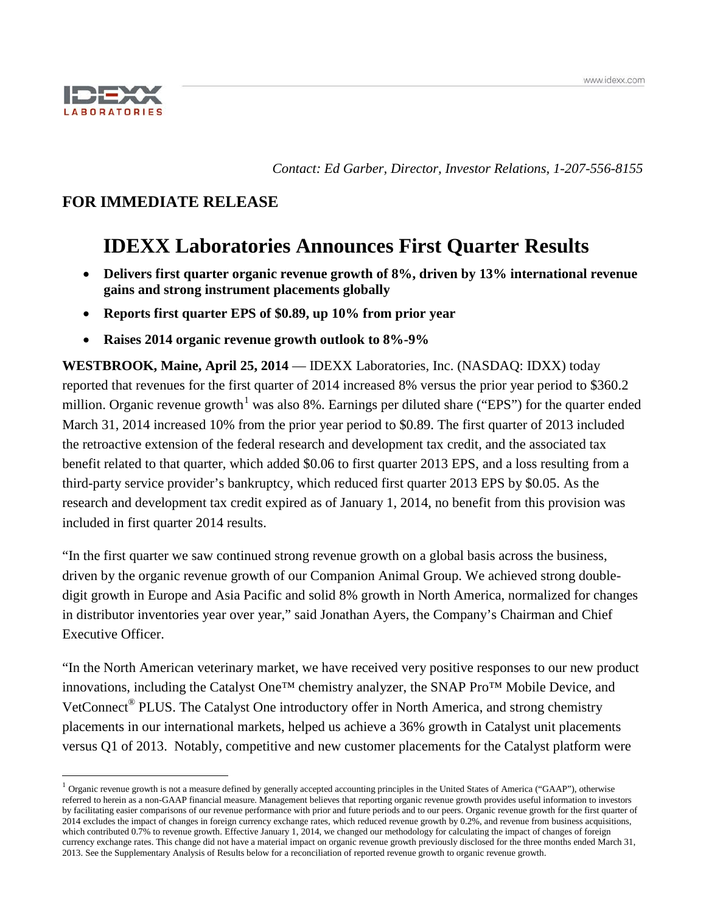*Contact: Ed Garber, Director, Investor Relations, 1-207-556-8155*

## FOR IMMEDIATE RELEASE

# IDEXX Laboratories Announces First Quarter Results

- **Delivers first quarter organic revenue growth of 8%, driven by 13% international revenue gains and strong instrument placements globally**
- **Reports first quarter EPS of $0.89, up 10% from prior year**
- **Raises 2014 organic revenue growth outlook to 8%-9%**

**WESTBROOK, Maine, April 25, 2014** — IDEXX Laboratories, Inc. (NASDAQ: IDXX) today reported that revenues for the first quarter of 2014 increased 8% versus the prior year period to $360.2 million. Organic revenue growth[1] was also 8%. Earnings per diluted share ("EPS") for the quarter ended March 31, 2014 increased 10% from the prior year period to $0.89. The first quarter of 2013 included the retroactive extension of the federal research and development tax credit, and the associated tax benefit related to that quarter, which added $0.06 to first quarter 2013 EPS, and a loss resulting from a third-party service provider's bankruptcy, which reduced first quarter 2013 EPS by $0.05. As the research and development tax credit expired as of January 1, 2014, no benefit from this provision was included in first quarter 2014 results.

"In the first quarter we saw continued strong revenue growth on a global basis across the business, driven by the organic revenue growth of our Companion Animal Group. We achieved strong double-digit growth in Europe and Asia Pacific and solid 8% growth in North America, normalized for changes in distributor inventories year over year," said Jonathan Ayers, the Company's Chairman and Chief Executive Officer.

"In the North American veterinary market, we have received very positive responses to our new product innovations, including the Catalyst One™ chemistry analyzer, the SNAP Pro™ Mobile Device, and VetConnect® PLUS. The Catalyst One introductory offer in North America, and strong chemistry placements in our international markets, helped us achieve a 36% growth in Catalyst unit placements versus Q1 of 2013. Notably, competitive and new customer placements for the Catalyst platform were

[1] Organic revenue growth is not a measure defined by generally accepted accounting principles in the United States of America ("GAAP"), otherwise referred to herein as a non-GAAP financial measure. Management believes that reporting organic revenue growth provides useful information to investors by facilitating easier comparisons of our revenue performance with prior and future periods and to our peers. Organic revenue growth for the first quarter of 2014 excludes the impact of changes in foreign currency exchange rates, which reduced revenue growth by 0.2%, and revenue from business acquisitions, which contributed 0.7% to revenue growth. Effective January 1, 2014, we changed our methodology for calculating the impact of changes of foreign currency exchange rates. This change did not have a material impact on organic revenue growth previously disclosed for the three months ended March 31, 2013. See the Supplementary Analysis of Results below for a reconciliation of reported revenue growth to organic revenue growth.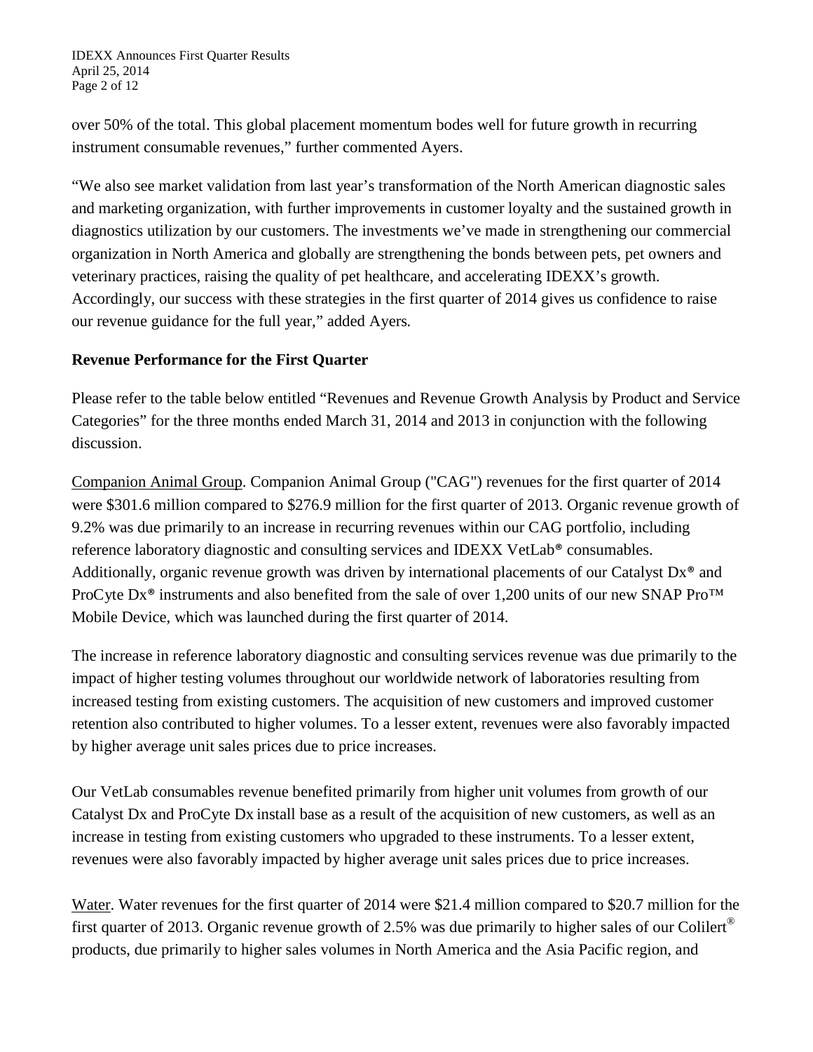over 50% of the total. This global placement momentum bodes well for future growth in recurring instrument consumable revenues," further commented Ayers.

"We also see market validation from last year's transformation of the North American diagnostic sales and marketing organization, with further improvements in customer loyalty and the sustained growth in diagnostics utilization by our customers. The investments we've made in strengthening our commercial organization in North America and globally are strengthening the bonds between pets, pet owners and veterinary practices, raising the quality of pet healthcare, and accelerating IDEXX's growth. Accordingly, our success with these strategies in the first quarter of 2014 gives us confidence to raise our revenue guidance for the full year," added Ayers.

**Revenue Performance for the First Quarter**

Please refer to the table below entitled "Revenues and Revenue Growth Analysis by Product and Service Categories" for the three months ended March 31, 2014 and 2013 in conjunction with the following discussion.

Companion Animal Group. Companion Animal Group ("CAG") revenues for the first quarter of 2014 were $301.6 million compared to $276.9 million for the first quarter of 2013. Organic revenue growth of 9.2% was due primarily to an increase in recurring revenues within our CAG portfolio, including reference laboratory diagnostic and consulting services and IDEXX VetLab® consumables. Additionally, organic revenue growth was driven by international placements of our Catalyst Dx® and ProCyte Dx® instruments and also benefited from the sale of over 1,200 units of our new SNAP Pro™ Mobile Device, which was launched during the first quarter of 2014.

The increase in reference laboratory diagnostic and consulting services revenue was due primarily to the impact of higher testing volumes throughout our worldwide network of laboratories resulting from increased testing from existing customers. The acquisition of new customers and improved customer retention also contributed to higher volumes. To a lesser extent, revenues were also favorably impacted by higher average unit sales prices due to price increases.

Our VetLab consumables revenue benefited primarily from higher unit volumes from growth of our Catalyst Dx and ProCyte Dx install base as a result of the acquisition of new customers, as well as an increase in testing from existing customers who upgraded to these instruments. To a lesser extent, revenues were also favorably impacted by higher average unit sales prices due to price increases.

Water. Water revenues for the first quarter of 2014 were $21.4 million compared to $20.7 million for the first quarter of 2013. Organic revenue growth of 2.5% was due primarily to higher sales of our Colilert® products, due primarily to higher sales volumes in North America and the Asia Pacific region, and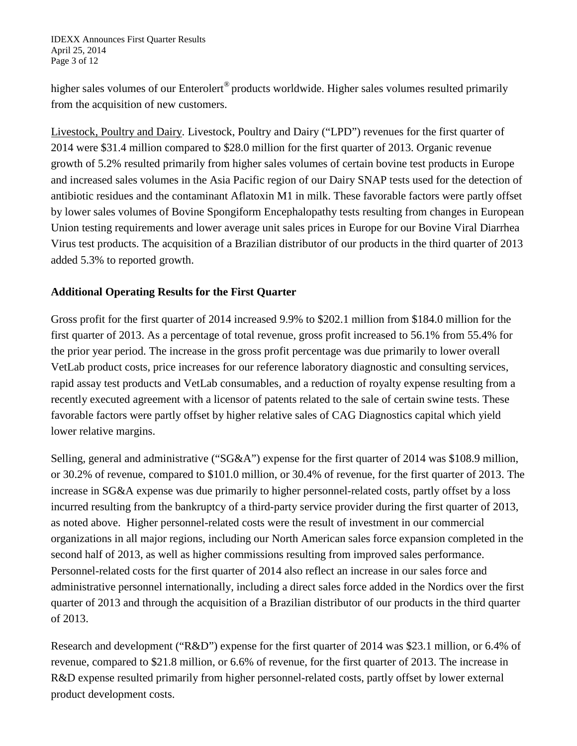higher sales volumes of our Enterolert® products worldwide. Higher sales volumes resulted primarily from the acquisition of new customers.

Livestock, Poultry and Dairy. Livestock, Poultry and Dairy ("LPD") revenues for the first quarter of 2014 were $31.4 million compared to $28.0 million for the first quarter of 2013. Organic revenue growth of 5.2% resulted primarily from higher sales volumes of certain bovine test products in Europe and increased sales volumes in the Asia Pacific region of our Dairy SNAP tests used for the detection of antibiotic residues and the contaminant Aflatoxin M1 in milk. These favorable factors were partly offset by lower sales volumes of Bovine Spongiform Encephalopathy tests resulting from changes in European Union testing requirements and lower average unit sales prices in Europe for our Bovine Viral Diarrhea Virus test products. The acquisition of a Brazilian distributor of our products in the third quarter of 2013 added 5.3% to reported growth.

**Additional Operating Results for the First Quarter**

Gross profit for the first quarter of 2014 increased 9.9% to $202.1 million from $184.0 million for the first quarter of 2013. As a percentage of total revenue, gross profit increased to 56.1% from 55.4% for the prior year period. The increase in the gross profit percentage was due primarily to lower overall VetLab product costs, price increases for our reference laboratory diagnostic and consulting services, rapid assay test products and VetLab consumables, and a reduction of royalty expense resulting from a recently executed agreement with a licensor of patents related to the sale of certain swine tests. These favorable factors were partly offset by higher relative sales of CAG Diagnostics capital which yield lower relative margins.

Selling, general and administrative ("SG&A") expense for the first quarter of 2014 was $108.9 million, or 30.2% of revenue, compared to $101.0 million, or 30.4% of revenue, for the first quarter of 2013. The increase in SG&A expense was due primarily to higher personnel-related costs, partly offset by a loss incurred resulting from the bankruptcy of a third-party service provider during the first quarter of 2013, as noted above. Higher personnel-related costs were the result of investment in our commercial organizations in all major regions, including our North American sales force expansion completed in the second half of 2013, as well as higher commissions resulting from improved sales performance. Personnel-related costs for the first quarter of 2014 also reflect an increase in our sales force and administrative personnel internationally, including a direct sales force added in the Nordics over the first quarter of 2013 and through the acquisition of a Brazilian distributor of our products in the third quarter of 2013.

Research and development ("R&D") expense for the first quarter of 2014 was $23.1 million, or 6.4% of revenue, compared to $21.8 million, or 6.6% of revenue, for the first quarter of 2013. The increase in R&D expense resulted primarily from higher personnel-related costs, partly offset by lower external product development costs.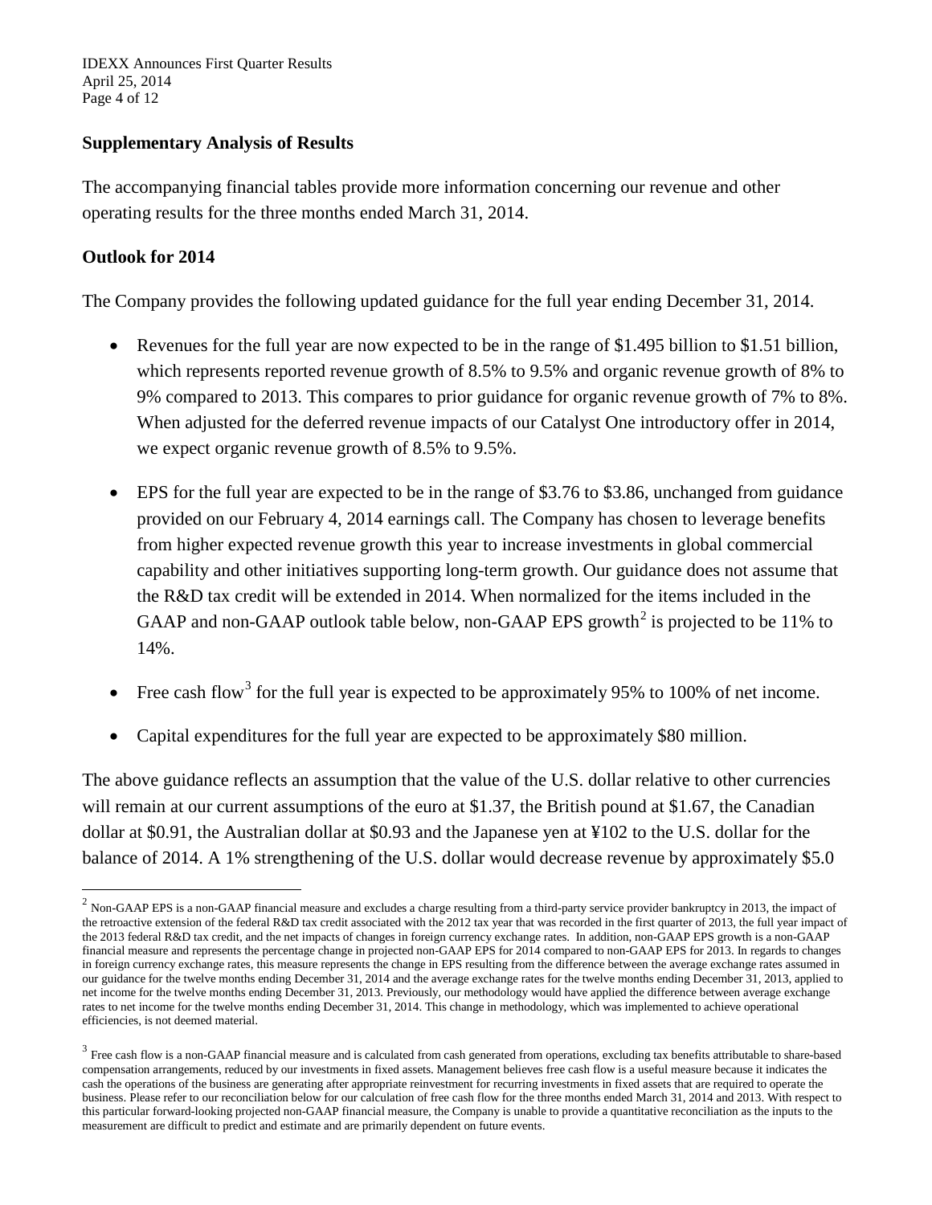### Supplementary Analysis of Results

The accompanying financial tables provide more information concerning our revenue and other operating results for the three months ended March 31, 2014.

### Outlook for 2014

The Company provides the following updated guidance for the full year ending December 31, 2014.

- Revenues for the full year are now expected to be in the range of $1.495 billion to $1.51 billion, which represents reported revenue growth of 8.5% to 9.5% and organic revenue growth of 8% to 9% compared to 2013. This compares to prior guidance for organic revenue growth of 7% to 8%. When adjusted for the deferred revenue impacts of our Catalyst One introductory offer in 2014, we expect organic revenue growth of 8.5% to 9.5%.

- EPS for the full year are expected to be in the range of $3.76 to $3.86, unchanged from guidance provided on our February 4, 2014 earnings call. The Company has chosen to leverage benefits from higher expected revenue growth this year to increase investments in global commercial capability and other initiatives supporting long-term growth. Our guidance does not assume that the R&D tax credit will be extended in 2014. When normalized for the items included in the GAAP and non-GAAP outlook table below, non-GAAP EPS growth[2] is projected to be 11% to 14%.

- Free cash flow[3] for the full year is expected to be approximately 95% to 100% of net income.

- Capital expenditures for the full year are expected to be approximately $80 million.

The above guidance reflects an assumption that the value of the U.S. dollar relative to other currencies will remain at our current assumptions of the euro at $1.37, the British pound at $1.67, the Canadian dollar at $0.91, the Australian dollar at $0.93 and the Japanese yen at ¥102 to the U.S. dollar for the balance of 2014. A 1% strengthening of the U.S. dollar would decrease revenue by approximately $5.0

---

[2] Non-GAAP EPS is a non-GAAP financial measure and excludes a charge resulting from a third-party service provider bankruptcy in 2013, the impact of the retroactive extension of the federal R&D tax credit associated with the 2012 tax year that was recorded in the first quarter of 2013, the full year impact of the 2013 federal R&D tax credit, and the net impacts of changes in foreign currency exchange rates. In addition, non-GAAP EPS growth is a non-GAAP financial measure and represents the percentage change in projected non-GAAP EPS for 2014 compared to non-GAAP EPS for 2013. In regards to changes in foreign currency exchange rates, this measure represents the change in EPS resulting from the difference between the average exchange rates assumed in our guidance for the twelve months ending December 31, 2014 and the average exchange rates for the twelve months ending December 31, 2013, applied to net income for the twelve months ending December 31, 2013. Previously, our methodology would have applied the difference between average exchange rates to net income for the twelve months ending December 31, 2014. This change in methodology, which was implemented to achieve operational efficiencies, is not deemed material.

[3] Free cash flow is a non-GAAP financial measure and is calculated from cash generated from operations, excluding tax benefits attributable to share-based compensation arrangements, reduced by our investments in fixed assets. Management believes free cash flow is a useful measure because it indicates the cash the operations of the business are generating after appropriate reinvestment for recurring investments in fixed assets that are required to operate the business. Please refer to our reconciliation below for our calculation of free cash flow for the three months ended March 31, 2014 and 2013. With respect to this particular forward-looking projected non-GAAP financial measure, the Company is unable to provide a quantitative reconciliation as the inputs to the measurement are difficult to predict and estimate and are primarily dependent on future events.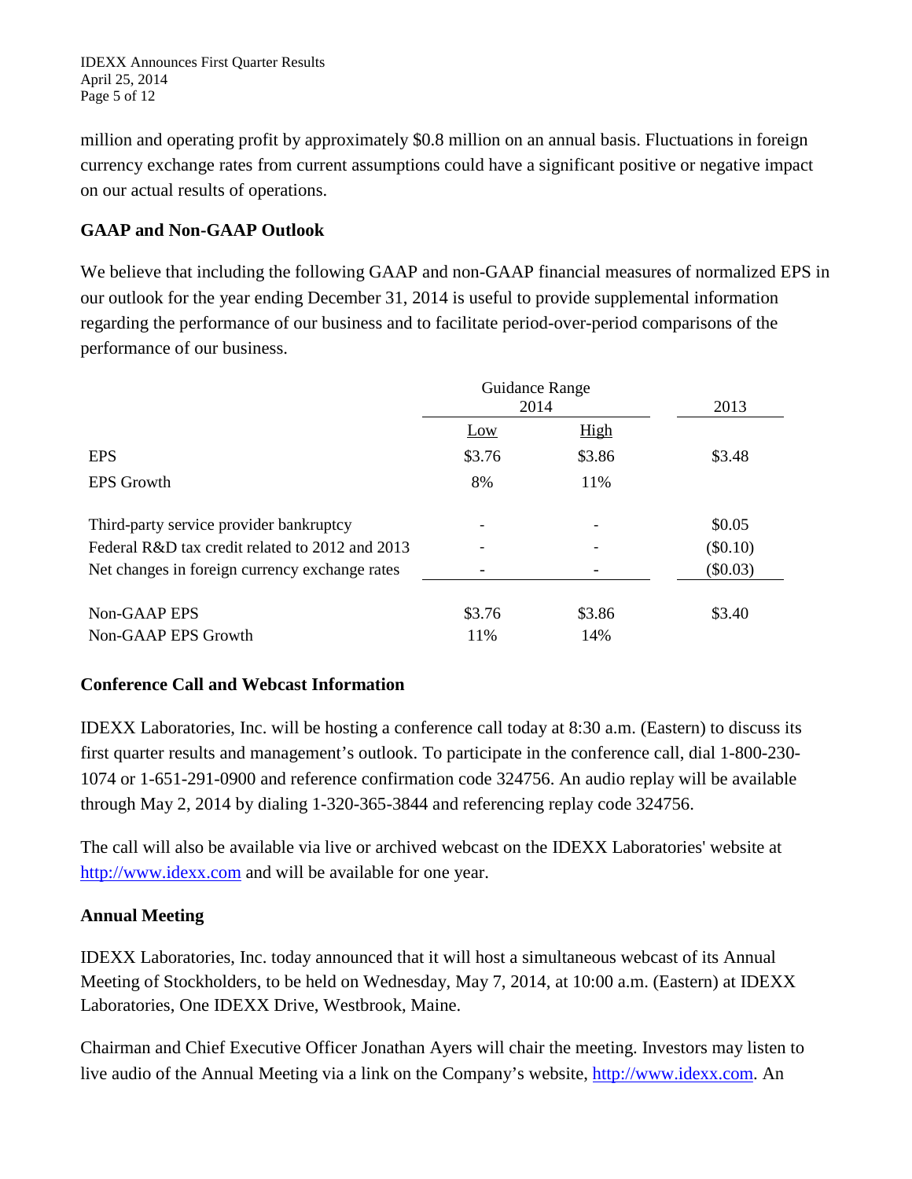million and operating profit by approximately $0.8 million on an annual basis. Fluctuations in foreign currency exchange rates from current assumptions could have a significant positive or negative impact on our actual results of operations.

**GAAP and Non-GAAP Outlook**

We believe that including the following GAAP and non-GAAP financial measures of normalized EPS in our outlook for the year ending December 31, 2014 is useful to provide supplemental information regarding the performance of our business and to facilitate period-over-period comparisons of the performance of our business.

| | Guidance Range 2014 | | 2013 |
|---|---|---|---|
| | Low | High | |
| EPS | $3.76 | $3.86 | $3.48 |
| EPS Growth | 8% | 11% | |
| Third-party service provider bankruptcy | - | - | $0.05 |
| Federal R&D tax credit related to 2012 and 2013 | - | - | ($0.10) |
| Net changes in foreign currency exchange rates | - | - | ($0.03) |
| Non-GAAP EPS | $3.76 | $3.86 | $3.40 |
| Non-GAAP EPS Growth | 11% | 14% | |

**Conference Call and Webcast Information**

IDEXX Laboratories, Inc. will be hosting a conference call today at 8:30 a.m. (Eastern) to discuss its first quarter results and management's outlook. To participate in the conference call, dial 1-800-230-1074 or 1-651-291-0900 and reference confirmation code 324756. An audio replay will be available through May 2, 2014 by dialing 1-320-365-3844 and referencing replay code 324756.

The call will also be available via live or archived webcast on the IDEXX Laboratories' website at http://www.idexx.com and will be available for one year.

**Annual Meeting**

IDEXX Laboratories, Inc. today announced that it will host a simultaneous webcast of its Annual Meeting of Stockholders, to be held on Wednesday, May 7, 2014, at 10:00 a.m. (Eastern) at IDEXX Laboratories, One IDEXX Drive, Westbrook, Maine.

Chairman and Chief Executive Officer Jonathan Ayers will chair the meeting. Investors may listen to live audio of the Annual Meeting via a link on the Company's website, http://www.idexx.com. An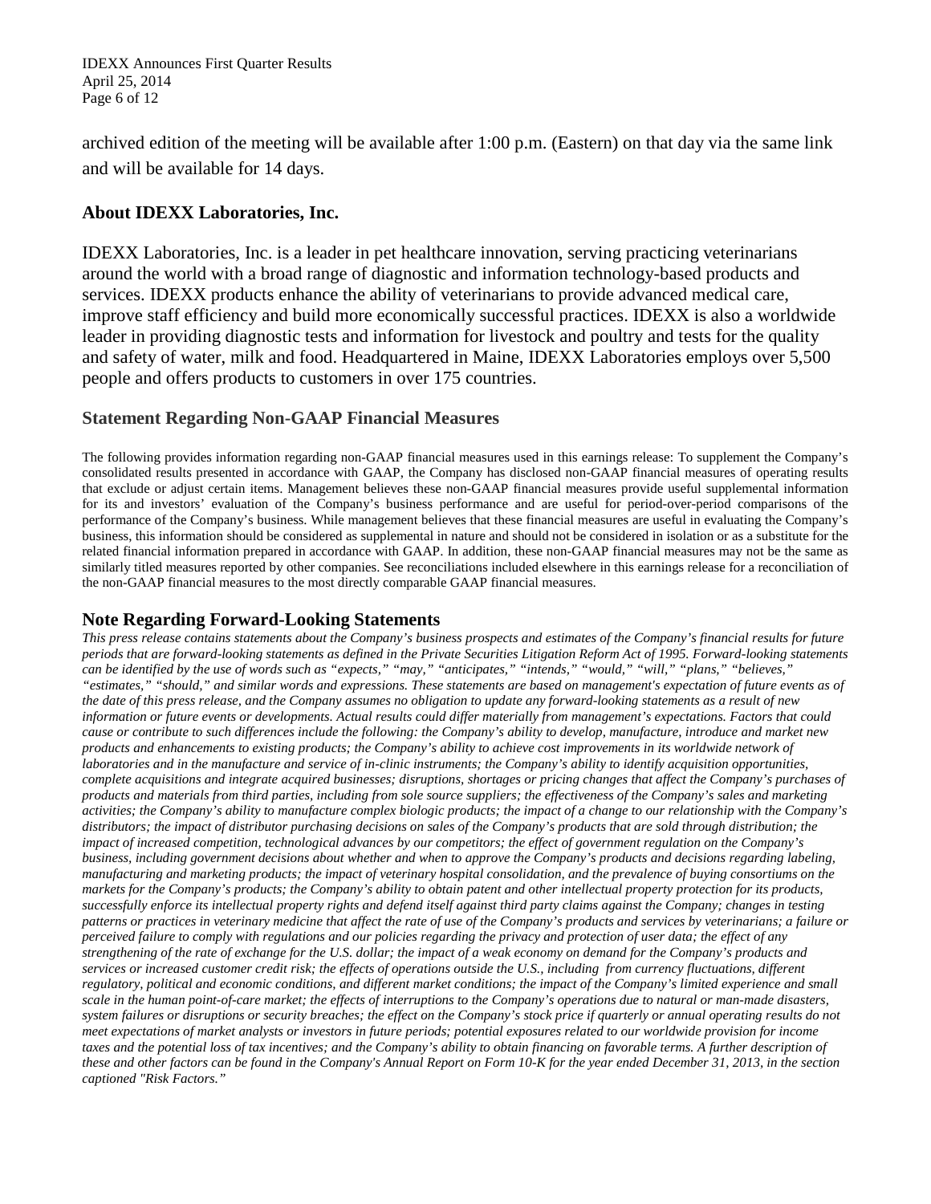archived edition of the meeting will be available after 1:00 p.m. (Eastern) on that day via the same link and will be available for 14 days.

## About IDEXX Laboratories, Inc.

IDEXX Laboratories, Inc. is a leader in pet healthcare innovation, serving practicing veterinarians around the world with a broad range of diagnostic and information technology-based products and services. IDEXX products enhance the ability of veterinarians to provide advanced medical care, improve staff efficiency and build more economically successful practices. IDEXX is also a worldwide leader in providing diagnostic tests and information for livestock and poultry and tests for the quality and safety of water, milk and food. Headquartered in Maine, IDEXX Laboratories employs over 5,500 people and offers products to customers in over 175 countries.

## Statement Regarding Non-GAAP Financial Measures

The following provides information regarding non-GAAP financial measures used in this earnings release: To supplement the Company's consolidated results presented in accordance with GAAP, the Company has disclosed non-GAAP financial measures of operating results that exclude or adjust certain items. Management believes these non-GAAP financial measures provide useful supplemental information for its and investors' evaluation of the Company's business performance and are useful for period-over-period comparisons of the performance of the Company's business. While management believes that these financial measures are useful in evaluating the Company's business, this information should be considered as supplemental in nature and should not be considered in isolation or as a substitute for the related financial information prepared in accordance with GAAP. In addition, these non-GAAP financial measures may not be the same as similarly titled measures reported by other companies. See reconciliations included elsewhere in this earnings release for a reconciliation of the non-GAAP financial measures to the most directly comparable GAAP financial measures.

## Note Regarding Forward-Looking Statements

*This press release contains statements about the Company's business prospects and estimates of the Company's financial results for future periods that are forward-looking statements as defined in the Private Securities Litigation Reform Act of 1995. Forward-looking statements can be identified by the use of words such as "expects," "may," "anticipates," "intends," "would," "will," "plans," "believes," "estimates," "should," and similar words and expressions. These statements are based on management's expectation of future events as of the date of this press release, and the Company assumes no obligation to update any forward-looking statements as a result of new information or future events or developments. Actual results could differ materially from management's expectations. Factors that could cause or contribute to such differences include the following: the Company's ability to develop, manufacture, introduce and market new products and enhancements to existing products; the Company's ability to achieve cost improvements in its worldwide network of laboratories and in the manufacture and service of in-clinic instruments; the Company's ability to identify acquisition opportunities, complete acquisitions and integrate acquired businesses; disruptions, shortages or pricing changes that affect the Company's purchases of products and materials from third parties, including from sole source suppliers; the effectiveness of the Company's sales and marketing activities; the Company's ability to manufacture complex biologic products; the impact of a change to our relationship with the Company's distributors; the impact of distributor purchasing decisions on sales of the Company's products that are sold through distribution; the impact of increased competition, technological advances by our competitors; the effect of government regulation on the Company's business, including government decisions about whether and when to approve the Company's products and decisions regarding labeling, manufacturing and marketing products; the impact of veterinary hospital consolidation, and the prevalence of buying consortiums on the markets for the Company's products; the Company's ability to obtain patent and other intellectual property protection for its products, successfully enforce its intellectual property rights and defend itself against third party claims against the Company; changes in testing patterns or practices in veterinary medicine that affect the rate of use of the Company's products and services by veterinarians; a failure or perceived failure to comply with regulations and our policies regarding the privacy and protection of user data; the effect of any strengthening of the rate of exchange for the U.S. dollar; the impact of a weak economy on demand for the Company's products and services or increased customer credit risk; the effects of operations outside the U.S., including from currency fluctuations, different regulatory, political and economic conditions, and different market conditions; the impact of the Company's limited experience and small scale in the human point-of-care market; the effects of interruptions to the Company's operations due to natural or man-made disasters, system failures or disruptions or security breaches; the effect on the Company's stock price if quarterly or annual operating results do not meet expectations of market analysts or investors in future periods; potential exposures related to our worldwide provision for income taxes and the potential loss of tax incentives; and the Company's ability to obtain financing on favorable terms. A further description of these and other factors can be found in the Company's Annual Report on Form 10-K for the year ended December 31, 2013, in the section captioned "Risk Factors."*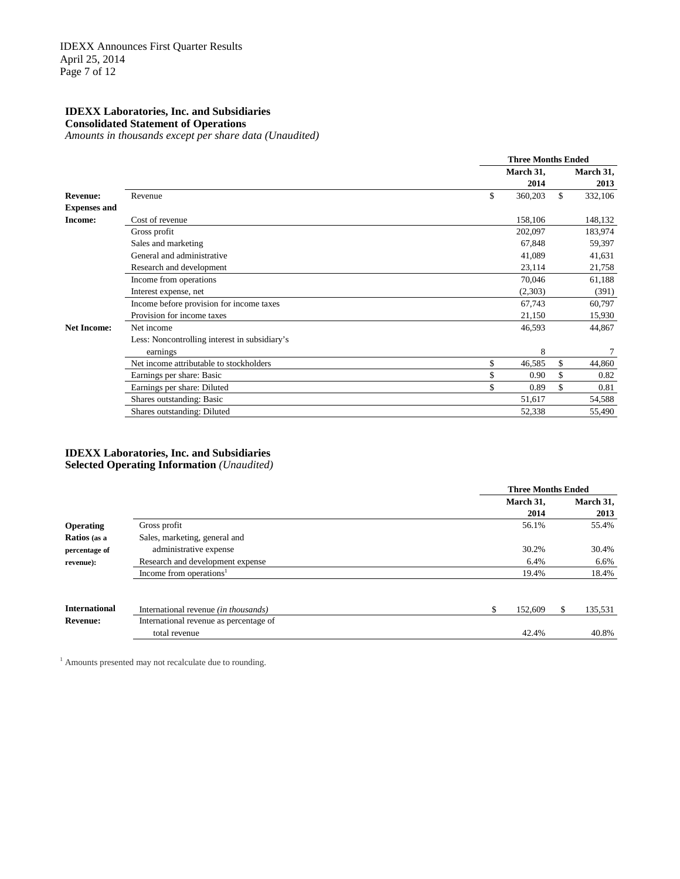**IDEXX Laboratories, Inc. and Subsidiaries**
**Consolidated Statement of Operations**
*Amounts in thousands except per share data (Unaudited)*

| | | Three Months Ended | |
|---|---|---|---|
| | | March 31, 2014 | March 31, 2013 |
| **Revenue:** | Revenue | $ 360,203 | $ 332,106 |
| **Expenses and Income:** | Cost of revenue | 158,106 | 148,132 |
| | Gross profit | 202,097 | 183,974 |
| | Sales and marketing | 67,848 | 59,397 |
| | General and administrative | 41,089 | 41,631 |
| | Research and development | 23,114 | 21,758 |
| | Income from operations | 70,046 | 61,188 |
| | Interest expense, net | (2,303) | (391) |
| | Income before provision for income taxes | 67,743 | 60,797 |
| | Provision for income taxes | 21,150 | 15,930 |
| **Net Income:** | Net income | 46,593 | 44,867 |
| | Less: Noncontrolling interest in subsidiary's earnings | 8 | 7 |
| | Net income attributable to stockholders | $ 46,585 | $ 44,860 |
| | Earnings per share: Basic | $ 0.90 | $ 0.82 |
| | Earnings per share: Diluted | $ 0.89 | $ 0.81 |
| | Shares outstanding: Basic | 51,617 | 54,588 |
| | Shares outstanding: Diluted | 52,338 | 55,490 |

**IDEXX Laboratories, Inc. and Subsidiaries**
**Selected Operating Information** *(Unaudited)*

| | | Three Months Ended | |
|---|---|---|---|
| | | March 31, 2014 | March 31, 2013 |
| **Operating Ratios** (as a percentage of revenue): | Gross profit | 56.1% | 55.4% |
| | Sales, marketing, general and administrative expense | 30.2% | 30.4% |
| | Research and development expense | 6.4% | 6.6% |
| | Income from operations[1] | 19.4% | 18.4% |
| **International Revenue:** | International revenue *(in thousands)* | $ 152,609 | $ 135,531 |
| | International revenue as percentage of total revenue | 42.4% | 40.8% |

[1] Amounts presented may not recalculate due to rounding.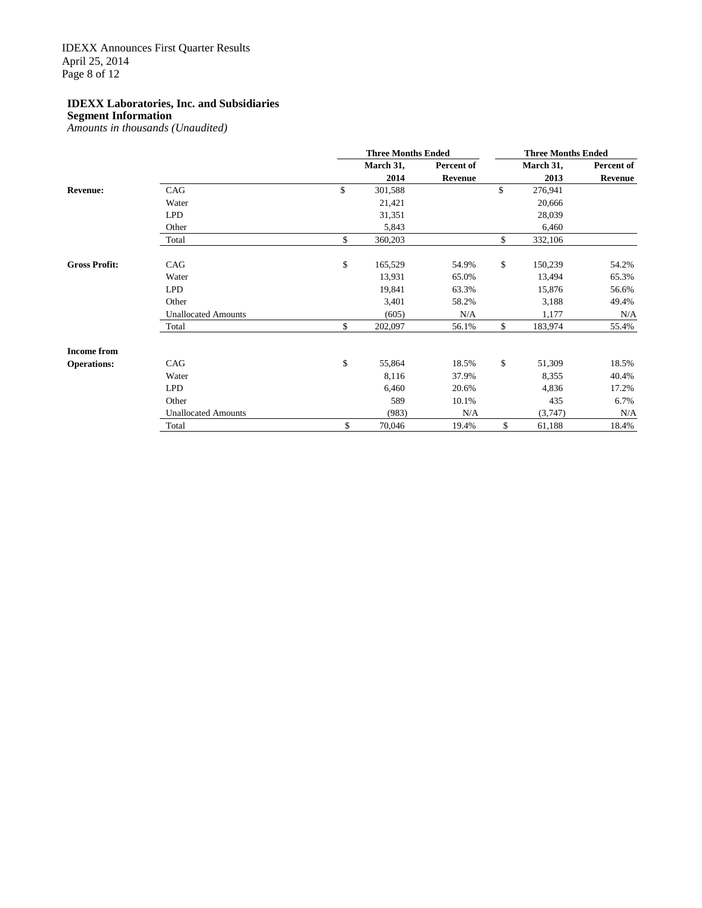**IDEXX Laboratories, Inc. and Subsidiaries**
**Segment Information**
*Amounts in thousands (Unaudited)*

| | | Three Months Ended | | Three Months Ended | |
|---|---|---|---|---|---|
| | | March 31, 2014 | Percent of Revenue | March 31, 2013 | Percent of Revenue |
| **Revenue:** | CAG | $ 301,588 | | $ 276,941 | |
| | Water | 21,421 | | 20,666 | |
| | LPD | 31,351 | | 28,039 | |
| | Other | 5,843 | | 6,460 | |
| | Total | $ 360,203 | | $ 332,106 | |
| **Gross Profit:** | CAG | $ 165,529 | 54.9% | $ 150,239 | 54.2% |
| | Water | 13,931 | 65.0% | 13,494 | 65.3% |
| | LPD | 19,841 | 63.3% | 15,876 | 56.6% |
| | Other | 3,401 | 58.2% | 3,188 | 49.4% |
| | Unallocated Amounts | (605) | N/A | 1,177 | N/A |
| | Total | $ 202,097 | 56.1% | $ 183,974 | 55.4% |
| **Income from Operations:** | CAG | $ 55,864 | 18.5% | $ 51,309 | 18.5% |
| | Water | 8,116 | 37.9% | 8,355 | 40.4% |
| | LPD | 6,460 | 20.6% | 4,836 | 17.2% |
| | Other | 589 | 10.1% | 435 | 6.7% |
| | Unallocated Amounts | (983) | N/A | (3,747) | N/A |
| | Total | $ 70,046 | 19.4% | $ 61,188 | 18.4% |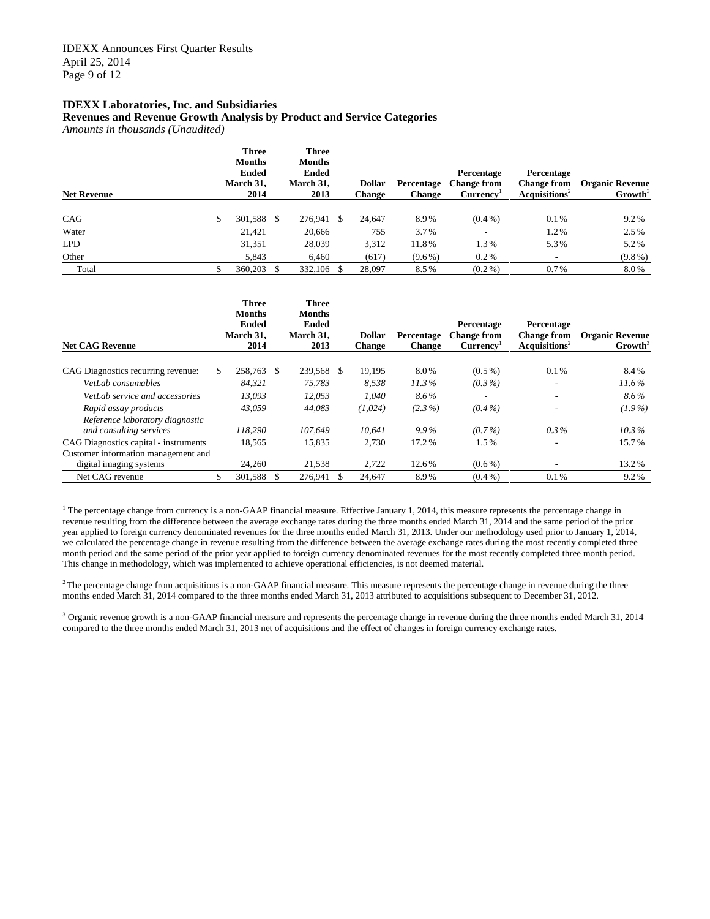**IDEXX Laboratories, Inc. and Subsidiaries**
**Revenues and Revenue Growth Analysis by Product and Service Categories**
*Amounts in thousands (Unaudited)*

| Net Revenue | Three Months Ended March 31, 2014 | Three Months Ended March 31, 2013 | Dollar Change | Percentage Change | Percentage Change from Currency[1] | Percentage Change from Acquisitions[2] | Organic Revenue Growth[3] |
|---|---|---|---|---|---|---|---|
| CAG | $ 301,588 | $ 276,941 | $ 24,647 | 8.9% | (0.4%) | 0.1% | 9.2% |
| Water | 21,421 | 20,666 | 755 | 3.7% | - | 1.2% | 2.5% |
| LPD | 31,351 | 28,039 | 3,312 | 11.8% | 1.3% | 5.3% | 5.2% |
| Other | 5,843 | 6,460 | (617) | (9.6%) | 0.2% | - | (9.8%) |
| Total | $ 360,203 | $ 332,106 | $ 28,097 | 8.5% | (0.2%) | 0.7% | 8.0% |

| Net CAG Revenue | Three Months Ended March 31, 2014 | Three Months Ended March 31, 2013 | Dollar Change | Percentage Change | Percentage Change from Currency[1] | Percentage Change from Acquisitions[2] | Organic Revenue Growth[3] |
|---|---|---|---|---|---|---|---|
| CAG Diagnostics recurring revenue: | $ 258,763 | $ 239,568 | $ 19,195 | 8.0% | (0.5%) | 0.1% | 8.4% |
| *VetLab consumables* | *84,321* | *75,783* | *8,538* | *11.3%* | *(0.3%)* | - | *11.6%* |
| *VetLab service and accessories* | *13,093* | *12,053* | *1,040* | *8.6%* | - | - | *8.6%* |
| *Rapid assay products* | *43,059* | *44,083* | *(1,024)* | *(2.3%)* | *(0.4%)* | - | *(1.9%)* |
| *Reference laboratory diagnostic and consulting services* | *118,290* | *107,649* | *10,641* | *9.9%* | *(0.7%)* | *0.3%* | *10.3%* |
| CAG Diagnostics capital - instruments | 18,565 | 15,835 | 2,730 | 17.2% | 1.5% | - | 15.7% |
| Customer information management and digital imaging systems | 24,260 | 21,538 | 2,722 | 12.6% | (0.6%) | - | 13.2% |
| Net CAG revenue | $ 301,588 | $ 276,941 | $ 24,647 | 8.9% | (0.4%) | 0.1% | 9.2% |

[1] The percentage change from currency is a non-GAAP financial measure. Effective January 1, 2014, this measure represents the percentage change in revenue resulting from the difference between the average exchange rates during the three months ended March 31, 2014 and the same period of the prior year applied to foreign currency denominated revenues for the three months ended March 31, 2013. Under our methodology used prior to January 1, 2014, we calculated the percentage change in revenue resulting from the difference between the average exchange rates during the most recently completed three month period and the same period of the prior year applied to foreign currency denominated revenues for the most recently completed three month period. This change in methodology, which was implemented to achieve operational efficiencies, is not deemed material.

[2] The percentage change from acquisitions is a non-GAAP financial measure. This measure represents the percentage change in revenue during the three months ended March 31, 2014 compared to the three months ended March 31, 2013 attributed to acquisitions subsequent to December 31, 2012.

[3] Organic revenue growth is a non-GAAP financial measure and represents the percentage change in revenue during the three months ended March 31, 2014 compared to the three months ended March 31, 2013 net of acquisitions and the effect of changes in foreign currency exchange rates.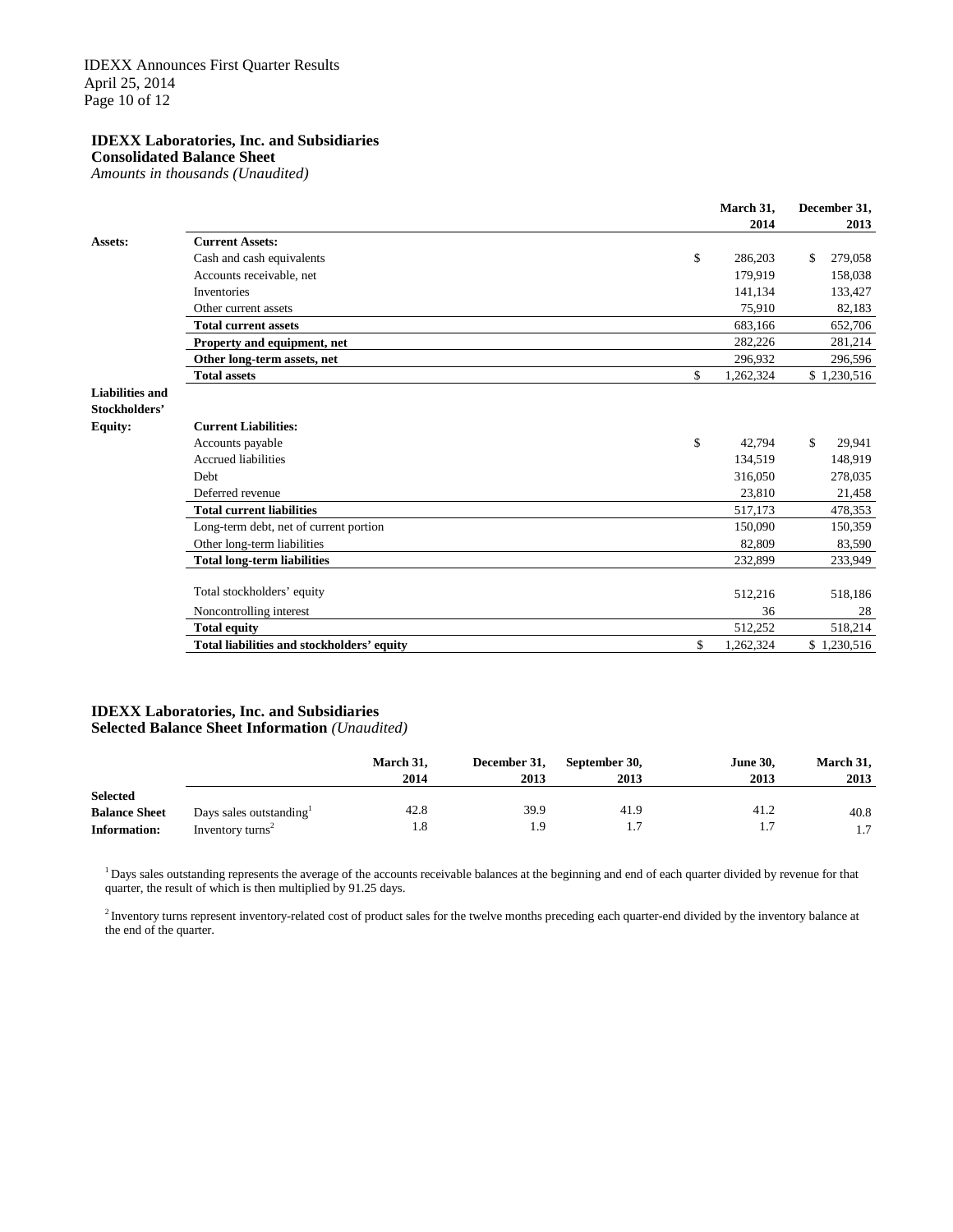**IDEXX Laboratories, Inc. and Subsidiaries**
**Consolidated Balance Sheet**
*Amounts in thousands (Unaudited)*

| | | March 31, 2014 | December 31, 2013 |
|---|---|---|---|
| **Assets:** | **Current Assets:** | | |
| | Cash and cash equivalents | $ 286,203 | $ 279,058 |
| | Accounts receivable, net | 179,919 | 158,038 |
| | Inventories | 141,134 | 133,427 |
| | Other current assets | 75,910 | 82,183 |
| | **Total current assets** | 683,166 | 652,706 |
| | **Property and equipment, net** | 282,226 | 281,214 |
| | **Other long-term assets, net** | 296,932 | 296,596 |
| | **Total assets** | $ 1,262,324 | $ 1,230,516 |
| **Liabilities and Stockholders' Equity:** | **Current Liabilities:** | | |
| | Accounts payable | $ 42,794 | $ 29,941 |
| | Accrued liabilities | 134,519 | 148,919 |
| | Debt | 316,050 | 278,035 |
| | Deferred revenue | 23,810 | 21,458 |
| | **Total current liabilities** | 517,173 | 478,353 |
| | Long-term debt, net of current portion | 150,090 | 150,359 |
| | Other long-term liabilities | 82,809 | 83,590 |
| | **Total long-term liabilities** | 232,899 | 233,949 |
| | Total stockholders' equity | 512,216 | 518,186 |
| | Noncontrolling interest | 36 | 28 |
| | **Total equity** | 512,252 | 518,214 |
| | **Total liabilities and stockholders' equity** | $ 1,262,324 | $ 1,230,516 |

**IDEXX Laboratories, Inc. and Subsidiaries**
**Selected Balance Sheet Information** *(Unaudited)*

| | | March 31, 2014 | December 31, 2013 | September 30, 2013 | June 30, 2013 | March 31, 2013 |
|---|---|---|---|---|---|---|
| **Selected Balance Sheet Information:** | Days sales outstanding[1] | 42.8 | 39.9 | 41.9 | 41.2 | 40.8 |
| | Inventory turns[2] | 1.8 | 1.9 | 1.7 | 1.7 | 1.7 |

[1] Days sales outstanding represents the average of the accounts receivable balances at the beginning and end of each quarter divided by revenue for that quarter, the result of which is then multiplied by 91.25 days.

[2] Inventory turns represent inventory-related cost of product sales for the twelve months preceding each quarter-end divided by the inventory balance at the end of the quarter.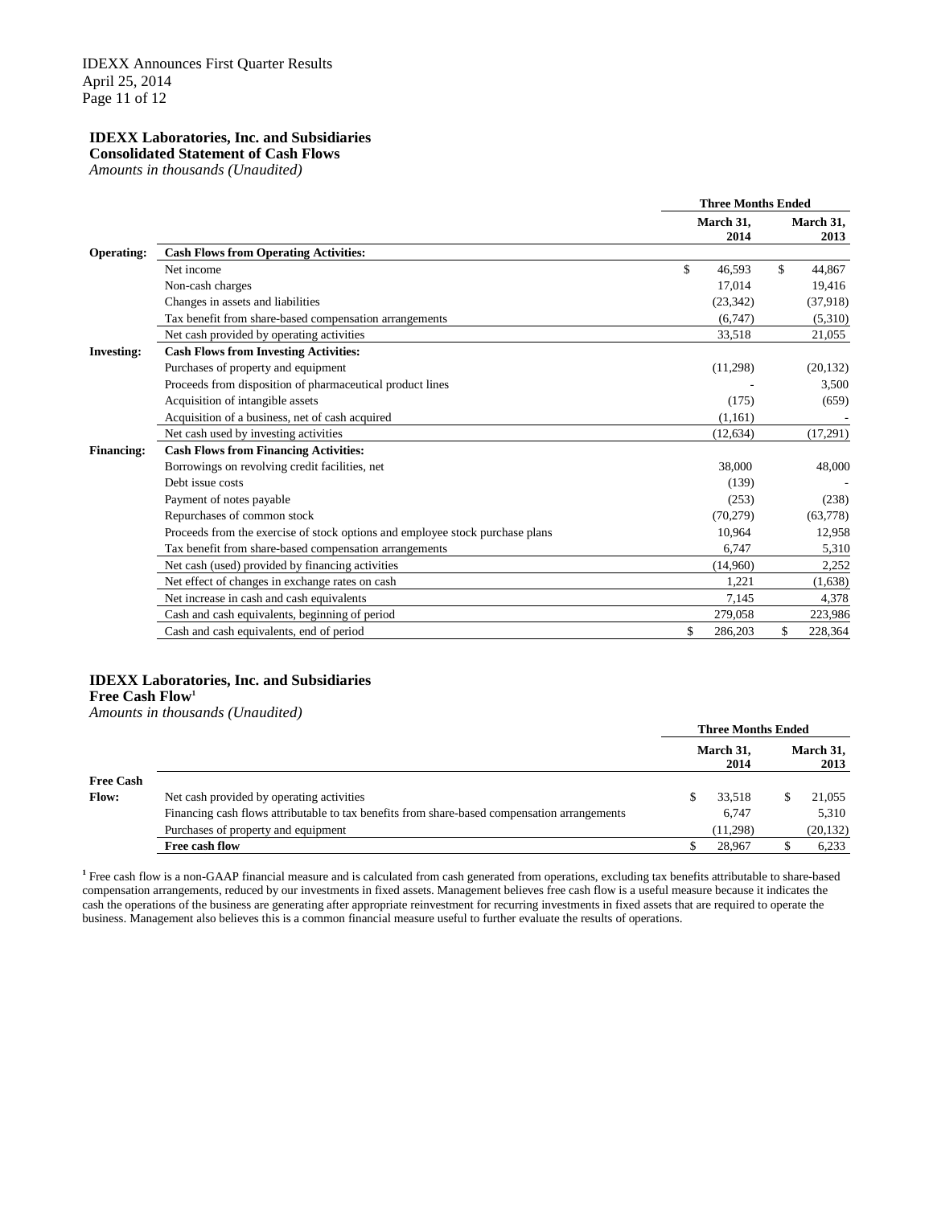**IDEXX Laboratories, Inc. and Subsidiaries**
**Consolidated Statement of Cash Flows**
*Amounts in thousands (Unaudited)*

| | | Three Months Ended | |
|---|---|---|---|
| | | March 31, 2014 | March 31, 2013 |
| **Operating:** | **Cash Flows from Operating Activities:** | | |
| | Net income | $ 46,593 | $ 44,867 |
| | Non-cash charges | 17,014 | 19,416 |
| | Changes in assets and liabilities | (23,342) | (37,918) |
| | Tax benefit from share-based compensation arrangements | (6,747) | (5,310) |
| | Net cash provided by operating activities | 33,518 | 21,055 |
| **Investing:** | **Cash Flows from Investing Activities:** | | |
| | Purchases of property and equipment | (11,298) | (20,132) |
| | Proceeds from disposition of pharmaceutical product lines | - | 3,500 |
| | Acquisition of intangible assets | (175) | (659) |
| | Acquisition of a business, net of cash acquired | (1,161) | - |
| | Net cash used by investing activities | (12,634) | (17,291) |
| **Financing:** | **Cash Flows from Financing Activities:** | | |
| | Borrowings on revolving credit facilities, net | 38,000 | 48,000 |
| | Debt issue costs | (139) | - |
| | Payment of notes payable | (253) | (238) |
| | Repurchases of common stock | (70,279) | (63,778) |
| | Proceeds from the exercise of stock options and employee stock purchase plans | 10,964 | 12,958 |
| | Tax benefit from share-based compensation arrangements | 6,747 | 5,310 |
| | Net cash (used) provided by financing activities | (14,960) | 2,252 |
| | Net effect of changes in exchange rates on cash | 1,221 | (1,638) |
| | Net increase in cash and cash equivalents | 7,145 | 4,378 |
| | Cash and cash equivalents, beginning of period | 279,058 | 223,986 |
| | Cash and cash equivalents, end of period | $ 286,203 | $ 228,364 |

**IDEXX Laboratories, Inc. and Subsidiaries**
**Free Cash Flow**[1]
*Amounts in thousands (Unaudited)*

| | | Three Months Ended | |
|---|---|---|---|
| | | March 31, 2014 | March 31, 2013 |
| **Free Cash Flow:** | Net cash provided by operating activities | $ 33,518 | $ 21,055 |
| | Financing cash flows attributable to tax benefits from share-based compensation arrangements | 6,747 | 5,310 |
| | Purchases of property and equipment | (11,298) | (20,132) |
| | **Free cash flow** | $ 28,967 | $ 6,233 |

[1] Free cash flow is a non-GAAP financial measure and is calculated from cash generated from operations, excluding tax benefits attributable to share-based compensation arrangements, reduced by our investments in fixed assets. Management believes free cash flow is a useful measure because it indicates the cash the operations of the business are generating after appropriate reinvestment for recurring investments in fixed assets that are required to operate the business. Management also believes this is a common financial measure useful to further evaluate the results of operations.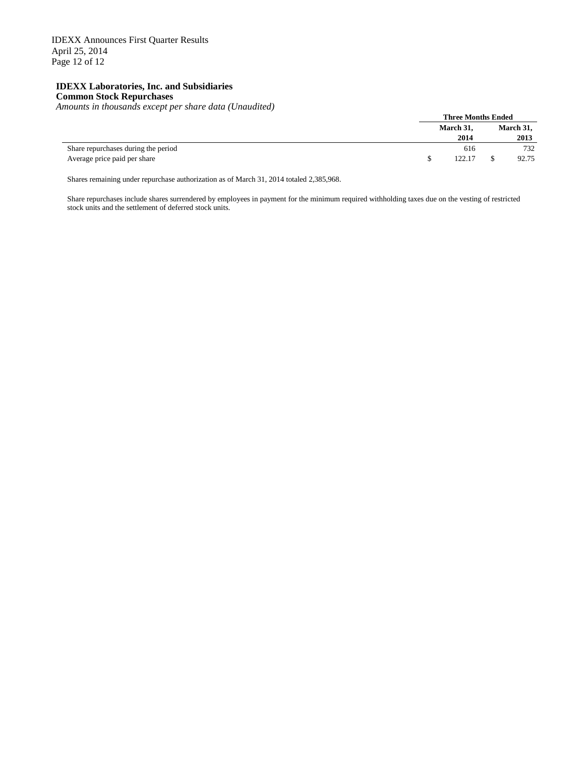**IDEXX Laboratories, Inc. and Subsidiaries**
**Common Stock Repurchases**
*Amounts in thousands except per share data (Unaudited)*

| | Three Months Ended | |
|---|---|---|
| | March 31, 2014 | March 31, 2013 |
| Share repurchases during the period | 616 | 732 |
| Average price paid per share | $ 122.17 | $ 92.75 |

Shares remaining under repurchase authorization as of March 31, 2014 totaled 2,385,968.

Share repurchases include shares surrendered by employees in payment for the minimum required withholding taxes due on the vesting of restricted stock units and the settlement of deferred stock units.